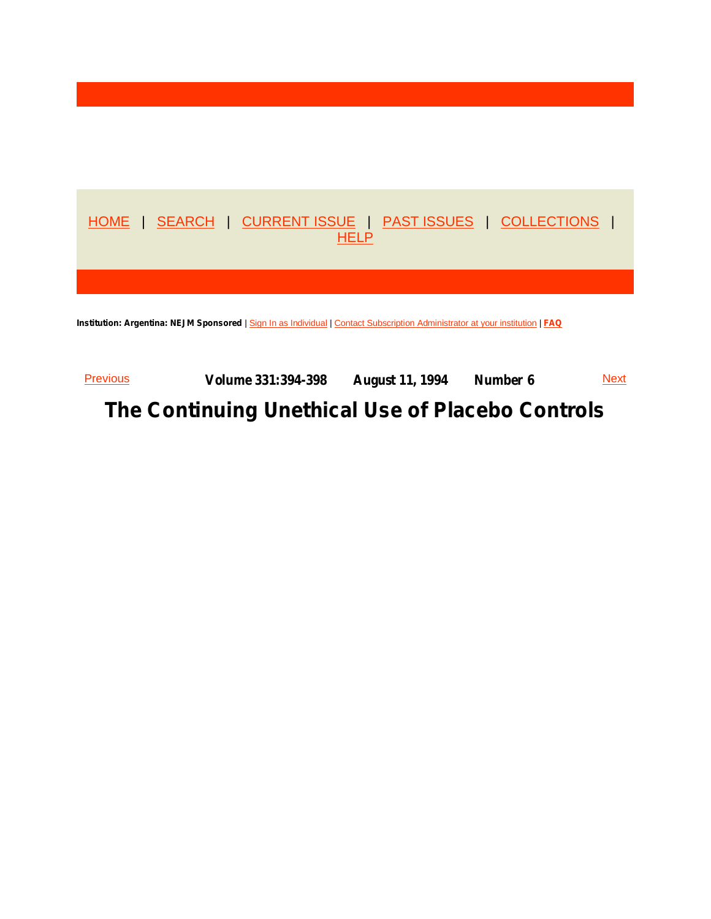HOME | SEARCH | CURRENT ISSUE | PAST ISSUES | COLLECTIONS | HELP

**Institution: Argentina: NEJM Sponsored** | Sign In as Individual | Contact Subscription Administrator at your institution | **FAQ**

Previous **Volume 331:394-398 August 11, 1994 Number 6** Next

# The Continuing Unethical Use of Placebo Controls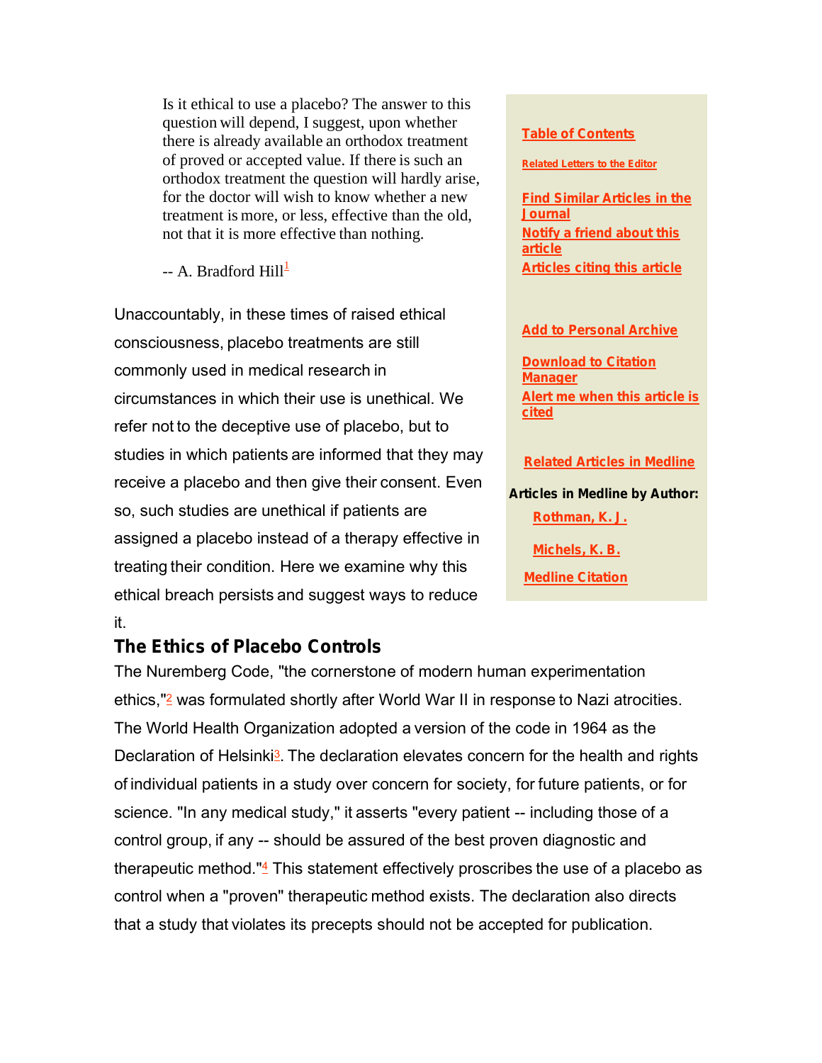> Is it ethical to use a placebo? The answer to this question will depend, I suggest, upon whether there is already available an orthodox treatment of proved or accepted value. If there is such an orthodox treatment the question will hardly arise, for the doctor will wish to know whether a new treatment is more, or less, effective than the old, not that it is more effective than nothing.
>
> -- A. Bradford Hill[1]

Unaccountably, in these times of raised ethical consciousness, placebo treatments are still commonly used in medical research in circumstances in which their use is unethical. We refer not to the deceptive use of placebo, but to studies in which patients are informed that they may receive a placebo and then give their consent. Even so, such studies are unethical if patients are assigned a placebo instead of a therapy effective in treating their condition. Here we examine why this ethical breach persists and suggest ways to reduce it.

## The Ethics of Placebo Controls

The Nuremberg Code, "the cornerstone of modern human experimentation ethics,"[2] was formulated shortly after World War II in response to Nazi atrocities. The World Health Organization adopted a version of the code in 1964 as the Declaration of Helsinki[3]. The declaration elevates concern for the health and rights of individual patients in a study over concern for society, for future patients, or for science. "In any medical study," it asserts "every patient -- including those of a control group, if any -- should be assured of the best proven diagnostic and therapeutic method."[4] This statement effectively proscribes the use of a placebo as control when a "proven" therapeutic method exists. The declaration also directs that a study that violates its precepts should not be accepted for publication.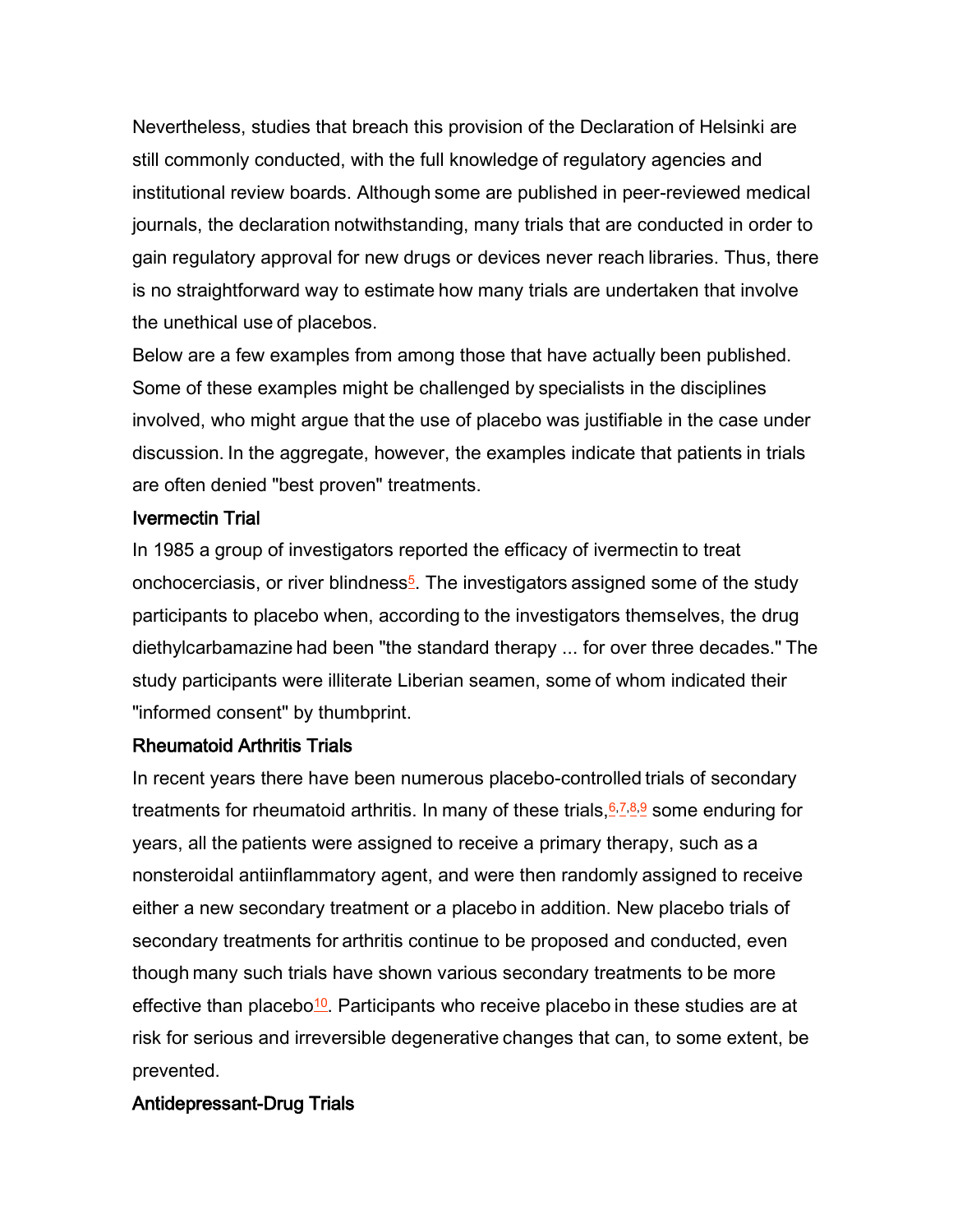Nevertheless, studies that breach this provision of the Declaration of Helsinki are still commonly conducted, with the full knowledge of regulatory agencies and institutional review boards. Although some are published in peer-reviewed medical journals, the declaration notwithstanding, many trials that are conducted in order to gain regulatory approval for new drugs or devices never reach libraries. Thus, there is no straightforward way to estimate how many trials are undertaken that involve the unethical use of placebos.

Below are a few examples from among those that have actually been published. Some of these examples might be challenged by specialists in the disciplines involved, who might argue that the use of placebo was justifiable in the case under discussion. In the aggregate, however, the examples indicate that patients in trials are often denied "best proven" treatments.

### Ivermectin Trial

In 1985 a group of investigators reported the efficacy of ivermectin to treat onchocerciasis, or river blindness[5]. The investigators assigned some of the study participants to placebo when, according to the investigators themselves, the drug diethylcarbamazine had been "the standard therapy ... for over three decades." The study participants were illiterate Liberian seamen, some of whom indicated their "informed consent" by thumbprint.

### Rheumatoid Arthritis Trials

In recent years there have been numerous placebo-controlled trials of secondary treatments for rheumatoid arthritis. In many of these trials,[6,7,8,9] some enduring for years, all the patients were assigned to receive a primary therapy, such as a nonsteroidal antiinflammatory agent, and were then randomly assigned to receive either a new secondary treatment or a placebo in addition. New placebo trials of secondary treatments for arthritis continue to be proposed and conducted, even though many such trials have shown various secondary treatments to be more effective than placebo[10]. Participants who receive placebo in these studies are at risk for serious and irreversible degenerative changes that can, to some extent, be prevented.

### Antidepressant-Drug Trials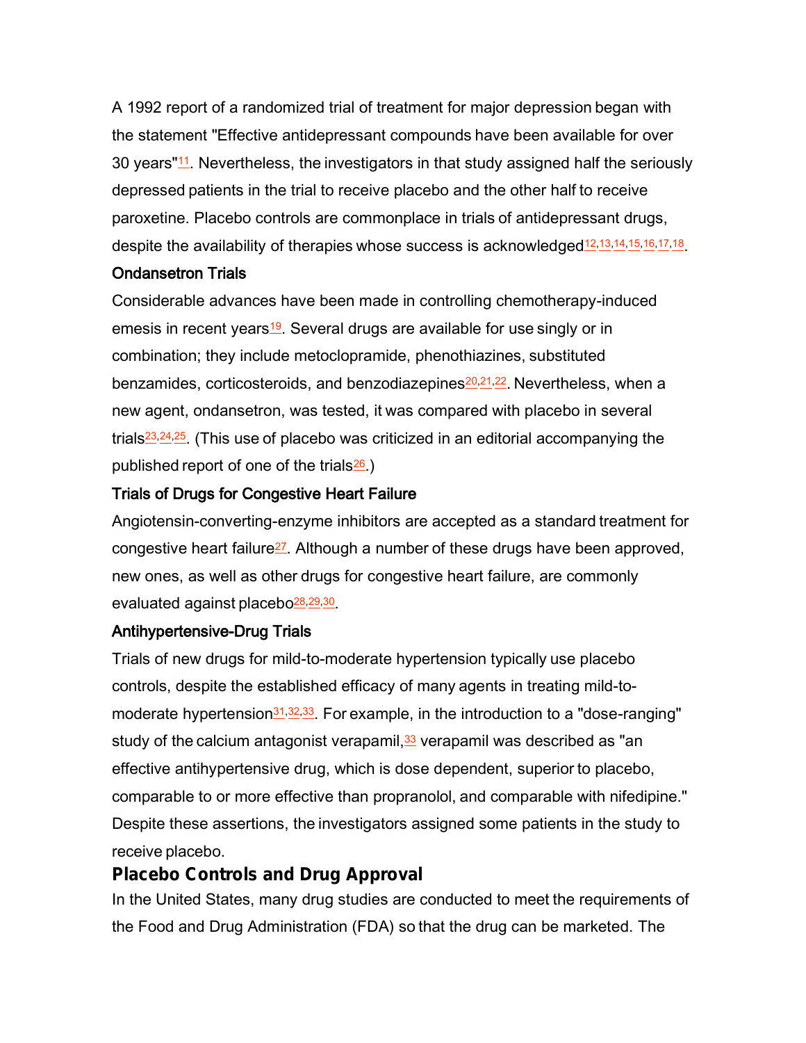A 1992 report of a randomized trial of treatment for major depression began with the statement "Effective antidepressant compounds have been available for over 30 years"[11]. Nevertheless, the investigators in that study assigned half the seriously depressed patients in the trial to receive placebo and the other half to receive paroxetine. Placebo controls are commonplace in trials of antidepressant drugs, despite the availability of therapies whose success is acknowledged[12,13,14,15,16,17,18].

### Ondansetron Trials

Considerable advances have been made in controlling chemotherapy-induced emesis in recent years[19]. Several drugs are available for use singly or in combination; they include metoclopramide, phenothiazines, substituted benzamides, corticosteroids, and benzodiazepines[20,21,22]. Nevertheless, when a new agent, ondansetron, was tested, it was compared with placebo in several trials[23,24,25]. (This use of placebo was criticized in an editorial accompanying the published report of one of the trials[26].)

### Trials of Drugs for Congestive Heart Failure

Angiotensin-converting-enzyme inhibitors are accepted as a standard treatment for congestive heart failure[27]. Although a number of these drugs have been approved, new ones, as well as other drugs for congestive heart failure, are commonly evaluated against placebo[28,29,30].

### Antihypertensive-Drug Trials

Trials of new drugs for mild-to-moderate hypertension typically use placebo controls, despite the established efficacy of many agents in treating mild-to-moderate hypertension[31,32,33]. For example, in the introduction to a "dose-ranging" study of the calcium antagonist verapamil,[33] verapamil was described as "an effective antihypertensive drug, which is dose dependent, superior to placebo, comparable to or more effective than propranolol, and comparable with nifedipine." Despite these assertions, the investigators assigned some patients in the study to receive placebo.

## Placebo Controls and Drug Approval

In the United States, many drug studies are conducted to meet the requirements of the Food and Drug Administration (FDA) so that the drug can be marketed. The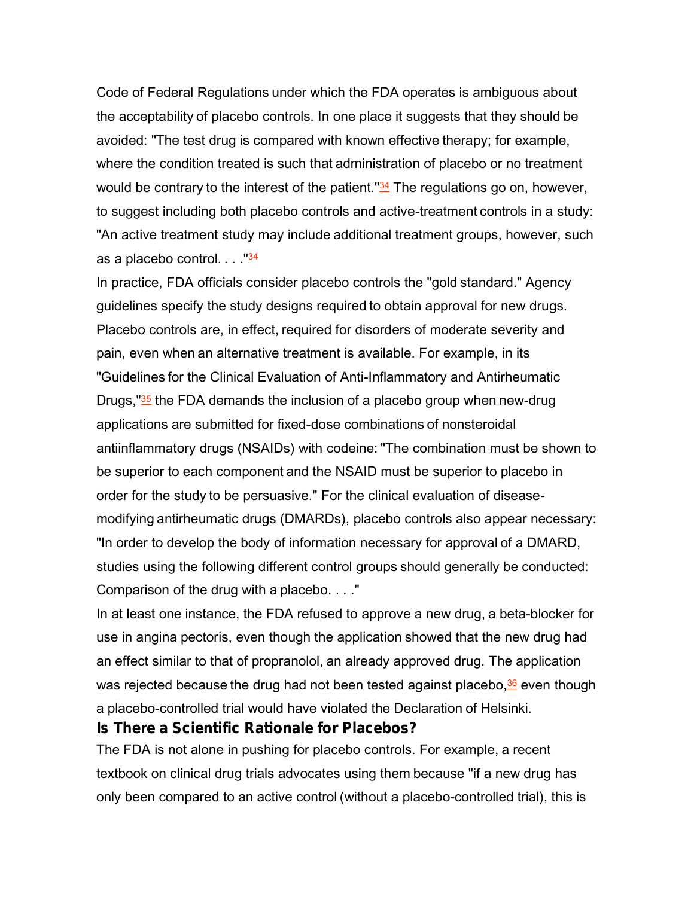Code of Federal Regulations under which the FDA operates is ambiguous about the acceptability of placebo controls. In one place it suggests that they should be avoided: "The test drug is compared with known effective therapy; for example, where the condition treated is such that administration of placebo or no treatment would be contrary to the interest of the patient."[34] The regulations go on, however, to suggest including both placebo controls and active-treatment controls in a study: "An active treatment study may include additional treatment groups, however, such as a placebo control. . . ."[34]

In practice, FDA officials consider placebo controls the "gold standard." Agency guidelines specify the study designs required to obtain approval for new drugs. Placebo controls are, in effect, required for disorders of moderate severity and pain, even when an alternative treatment is available. For example, in its "Guidelines for the Clinical Evaluation of Anti-Inflammatory and Antirheumatic Drugs,"[35] the FDA demands the inclusion of a placebo group when new-drug applications are submitted for fixed-dose combinations of nonsteroidal antiinflammatory drugs (NSAIDs) with codeine: "The combination must be shown to be superior to each component and the NSAID must be superior to placebo in order for the study to be persuasive." For the clinical evaluation of disease-modifying antirheumatic drugs (DMARDs), placebo controls also appear necessary: "In order to develop the body of information necessary for approval of a DMARD, studies using the following different control groups should generally be conducted: Comparison of the drug with a placebo. . . ."

In at least one instance, the FDA refused to approve a new drug, a beta-blocker for use in angina pectoris, even though the application showed that the new drug had an effect similar to that of propranolol, an already approved drug. The application was rejected because the drug had not been tested against placebo,[36] even though a placebo-controlled trial would have violated the Declaration of Helsinki.

## Is There a Scientific Rationale for Placebos?

The FDA is not alone in pushing for placebo controls. For example, a recent textbook on clinical drug trials advocates using them because "if a new drug has only been compared to an active control (without a placebo-controlled trial), this is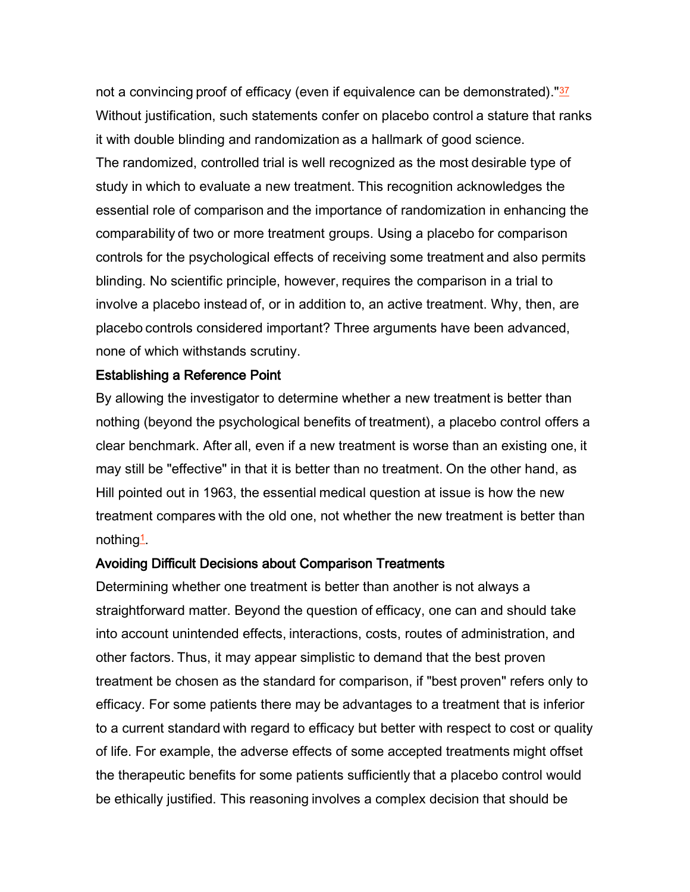not a convincing proof of efficacy (even if equivalence can be demonstrated)."[37] Without justification, such statements confer on placebo control a stature that ranks it with double blinding and randomization as a hallmark of good science.

The randomized, controlled trial is well recognized as the most desirable type of study in which to evaluate a new treatment. This recognition acknowledges the essential role of comparison and the importance of randomization in enhancing the comparability of two or more treatment groups. Using a placebo for comparison controls for the psychological effects of receiving some treatment and also permits blinding. No scientific principle, however, requires the comparison in a trial to involve a placebo instead of, or in addition to, an active treatment. Why, then, are placebo controls considered important? Three arguments have been advanced, none of which withstands scrutiny.

### Establishing a Reference Point

By allowing the investigator to determine whether a new treatment is better than nothing (beyond the psychological benefits of treatment), a placebo control offers a clear benchmark. After all, even if a new treatment is worse than an existing one, it may still be "effective" in that it is better than no treatment. On the other hand, as Hill pointed out in 1963, the essential medical question at issue is how the new treatment compares with the old one, not whether the new treatment is better than nothing[1].

### Avoiding Difficult Decisions about Comparison Treatments

Determining whether one treatment is better than another is not always a straightforward matter. Beyond the question of efficacy, one can and should take into account unintended effects, interactions, costs, routes of administration, and other factors. Thus, it may appear simplistic to demand that the best proven treatment be chosen as the standard for comparison, if "best proven" refers only to efficacy. For some patients there may be advantages to a treatment that is inferior to a current standard with regard to efficacy but better with respect to cost or quality of life. For example, the adverse effects of some accepted treatments might offset the therapeutic benefits for some patients sufficiently that a placebo control would be ethically justified. This reasoning involves a complex decision that should be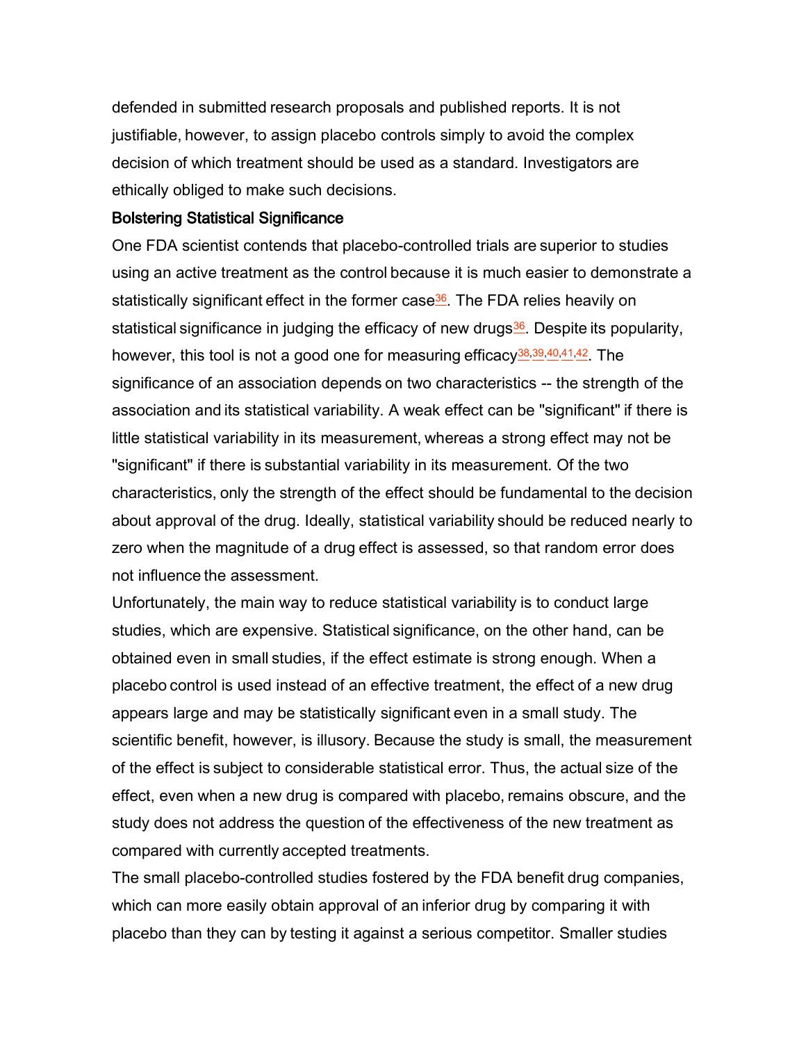defended in submitted research proposals and published reports. It is not justifiable, however, to assign placebo controls simply to avoid the complex decision of which treatment should be used as a standard. Investigators are ethically obliged to make such decisions.

### Bolstering Statistical Significance

One FDA scientist contends that placebo-controlled trials are superior to studies using an active treatment as the control because it is much easier to demonstrate a statistically significant effect in the former case[36]. The FDA relies heavily on statistical significance in judging the efficacy of new drugs[36]. Despite its popularity, however, this tool is not a good one for measuring efficacy[38,39,40,41,42]. The significance of an association depends on two characteristics -- the strength of the association and its statistical variability. A weak effect can be "significant" if there is little statistical variability in its measurement, whereas a strong effect may not be "significant" if there is substantial variability in its measurement. Of the two characteristics, only the strength of the effect should be fundamental to the decision about approval of the drug. Ideally, statistical variability should be reduced nearly to zero when the magnitude of a drug effect is assessed, so that random error does not influence the assessment.

Unfortunately, the main way to reduce statistical variability is to conduct large studies, which are expensive. Statistical significance, on the other hand, can be obtained even in small studies, if the effect estimate is strong enough. When a placebo control is used instead of an effective treatment, the effect of a new drug appears large and may be statistically significant even in a small study. The scientific benefit, however, is illusory. Because the study is small, the measurement of the effect is subject to considerable statistical error. Thus, the actual size of the effect, even when a new drug is compared with placebo, remains obscure, and the study does not address the question of the effectiveness of the new treatment as compared with currently accepted treatments.

The small placebo-controlled studies fostered by the FDA benefit drug companies, which can more easily obtain approval of an inferior drug by comparing it with placebo than they can by testing it against a serious competitor. Smaller studies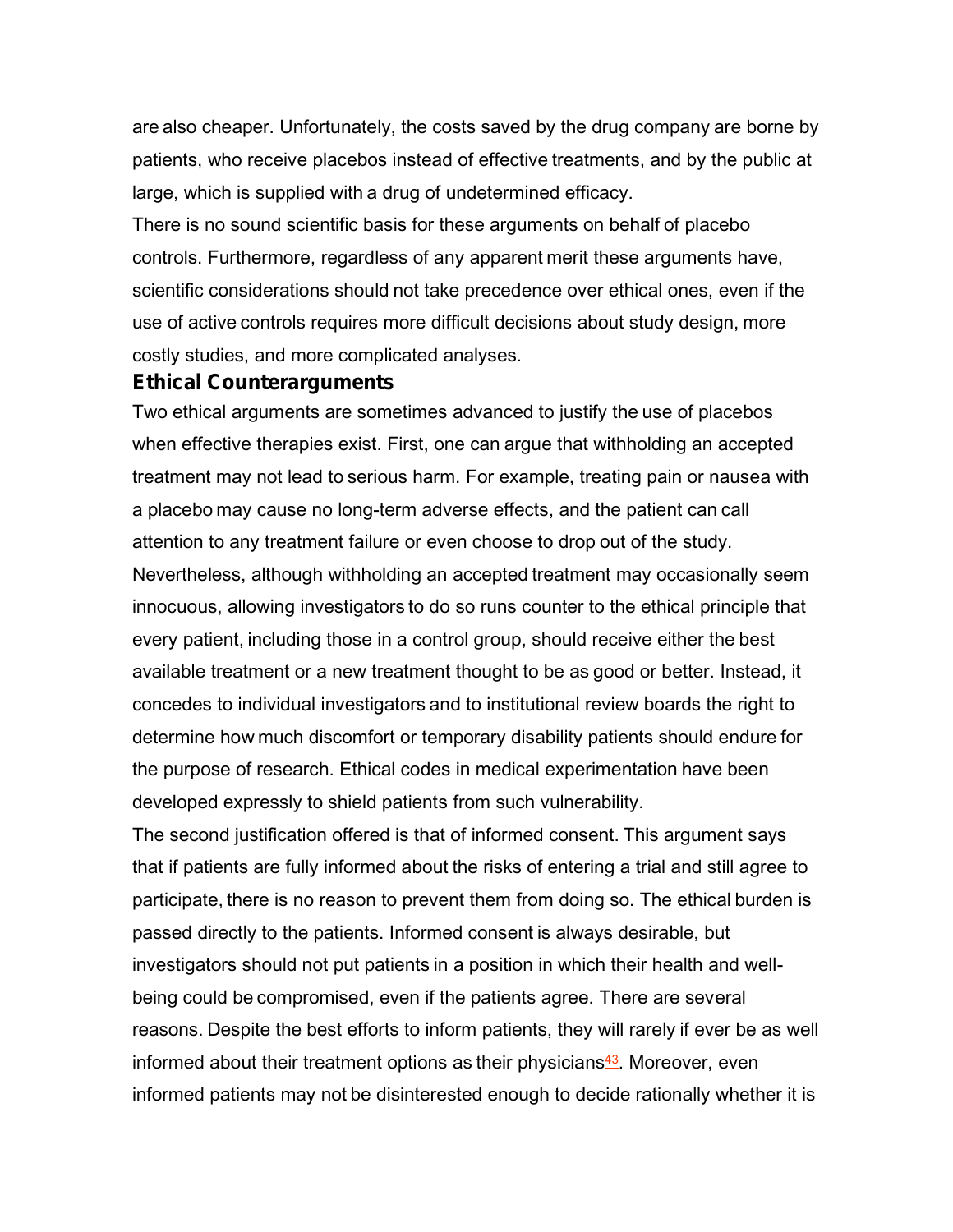are also cheaper. Unfortunately, the costs saved by the drug company are borne by patients, who receive placebos instead of effective treatments, and by the public at large, which is supplied with a drug of undetermined efficacy.

There is no sound scientific basis for these arguments on behalf of placebo controls. Furthermore, regardless of any apparent merit these arguments have, scientific considerations should not take precedence over ethical ones, even if the use of active controls requires more difficult decisions about study design, more costly studies, and more complicated analyses.

## Ethical Counterarguments

Two ethical arguments are sometimes advanced to justify the use of placebos when effective therapies exist. First, one can argue that withholding an accepted treatment may not lead to serious harm. For example, treating pain or nausea with a placebo may cause no long-term adverse effects, and the patient can call attention to any treatment failure or even choose to drop out of the study. Nevertheless, although withholding an accepted treatment may occasionally seem innocuous, allowing investigators to do so runs counter to the ethical principle that every patient, including those in a control group, should receive either the best available treatment or a new treatment thought to be as good or better. Instead, it concedes to individual investigators and to institutional review boards the right to determine how much discomfort or temporary disability patients should endure for the purpose of research. Ethical codes in medical experimentation have been developed expressly to shield patients from such vulnerability.

The second justification offered is that of informed consent. This argument says that if patients are fully informed about the risks of entering a trial and still agree to participate, there is no reason to prevent them from doing so. The ethical burden is passed directly to the patients. Informed consent is always desirable, but investigators should not put patients in a position in which their health and well-being could be compromised, even if the patients agree. There are several reasons. Despite the best efforts to inform patients, they will rarely if ever be as well informed about their treatment options as their physicians[43]. Moreover, even informed patients may not be disinterested enough to decide rationally whether it is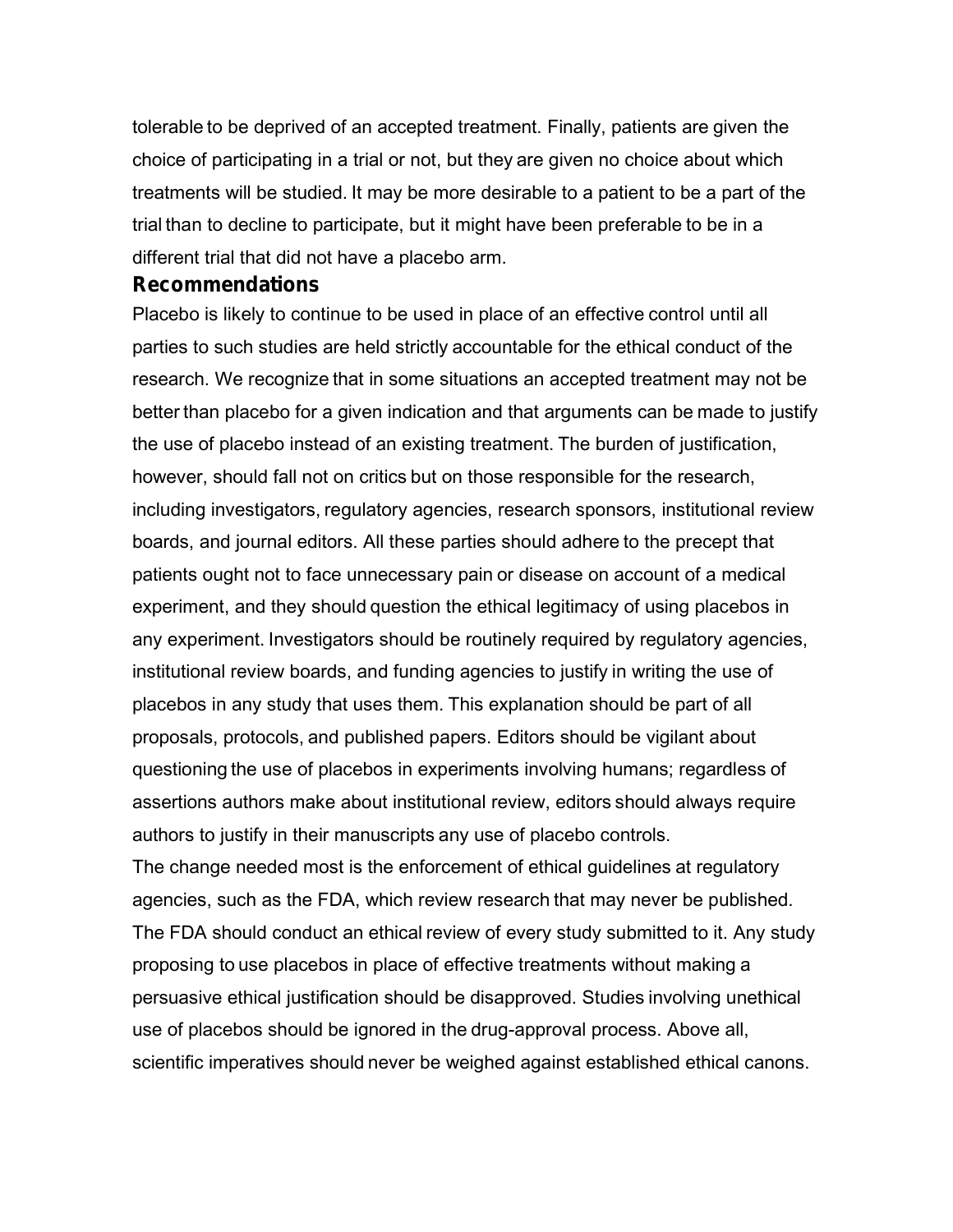tolerable to be deprived of an accepted treatment. Finally, patients are given the choice of participating in a trial or not, but they are given no choice about which treatments will be studied. It may be more desirable to a patient to be a part of the trial than to decline to participate, but it might have been preferable to be in a different trial that did not have a placebo arm.

## Recommendations

Placebo is likely to continue to be used in place of an effective control until all parties to such studies are held strictly accountable for the ethical conduct of the research. We recognize that in some situations an accepted treatment may not be better than placebo for a given indication and that arguments can be made to justify the use of placebo instead of an existing treatment. The burden of justification, however, should fall not on critics but on those responsible for the research, including investigators, regulatory agencies, research sponsors, institutional review boards, and journal editors. All these parties should adhere to the precept that patients ought not to face unnecessary pain or disease on account of a medical experiment, and they should question the ethical legitimacy of using placebos in any experiment. Investigators should be routinely required by regulatory agencies, institutional review boards, and funding agencies to justify in writing the use of placebos in any study that uses them. This explanation should be part of all proposals, protocols, and published papers. Editors should be vigilant about questioning the use of placebos in experiments involving humans; regardless of assertions authors make about institutional review, editors should always require authors to justify in their manuscripts any use of placebo controls.

The change needed most is the enforcement of ethical guidelines at regulatory agencies, such as the FDA, which review research that may never be published. The FDA should conduct an ethical review of every study submitted to it. Any study proposing to use placebos in place of effective treatments without making a persuasive ethical justification should be disapproved. Studies involving unethical use of placebos should be ignored in the drug-approval process. Above all, scientific imperatives should never be weighed against established ethical canons.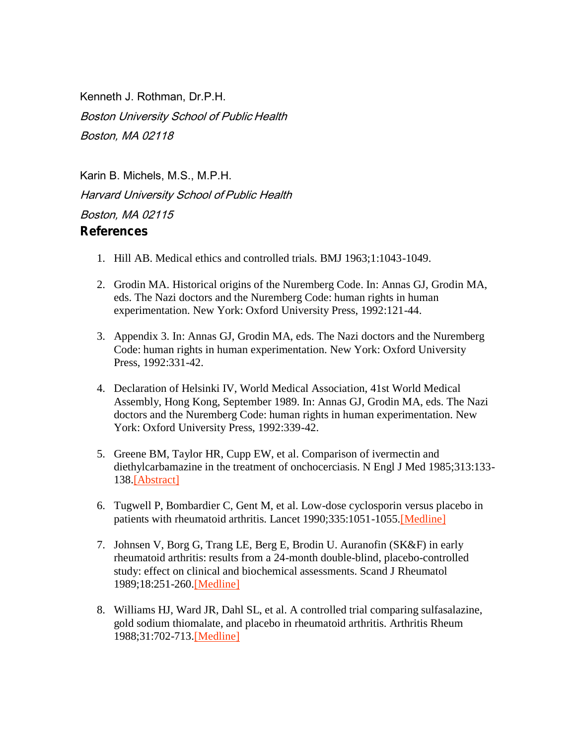Kenneth J. Rothman, Dr.P.H.

*Boston University School of Public Health*

*Boston, MA 02118*

Karin B. Michels, M.S., M.P.H.

*Harvard University School of Public Health*

*Boston, MA 02115*

## References

1. Hill AB. Medical ethics and controlled trials. BMJ 1963;1:1043-1049.

2. Grodin MA. Historical origins of the Nuremberg Code. In: Annas GJ, Grodin MA, eds. The Nazi doctors and the Nuremberg Code: human rights in human experimentation. New York: Oxford University Press, 1992:121-44.

3. Appendix 3. In: Annas GJ, Grodin MA, eds. The Nazi doctors and the Nuremberg Code: human rights in human experimentation. New York: Oxford University Press, 1992:331-42.

4. Declaration of Helsinki IV, World Medical Association, 41st World Medical Assembly, Hong Kong, September 1989. In: Annas GJ, Grodin MA, eds. The Nazi doctors and the Nuremberg Code: human rights in human experimentation. New York: Oxford University Press, 1992:339-42.

5. Greene BM, Taylor HR, Cupp EW, et al. Comparison of ivermectin and diethylcarbamazine in the treatment of onchocerciasis. N Engl J Med 1985;313:133-138.[Abstract]

6. Tugwell P, Bombardier C, Gent M, et al. Low-dose cyclosporin versus placebo in patients with rheumatoid arthritis. Lancet 1990;335:1051-1055.[Medline]

7. Johnsen V, Borg G, Trang LE, Berg E, Brodin U. Auranofin (SK&F) in early rheumatoid arthritis: results from a 24-month double-blind, placebo-controlled study: effect on clinical and biochemical assessments. Scand J Rheumatol 1989;18:251-260.[Medline]

8. Williams HJ, Ward JR, Dahl SL, et al. A controlled trial comparing sulfasalazine, gold sodium thiomalate, and placebo in rheumatoid arthritis. Arthritis Rheum 1988;31:702-713.[Medline]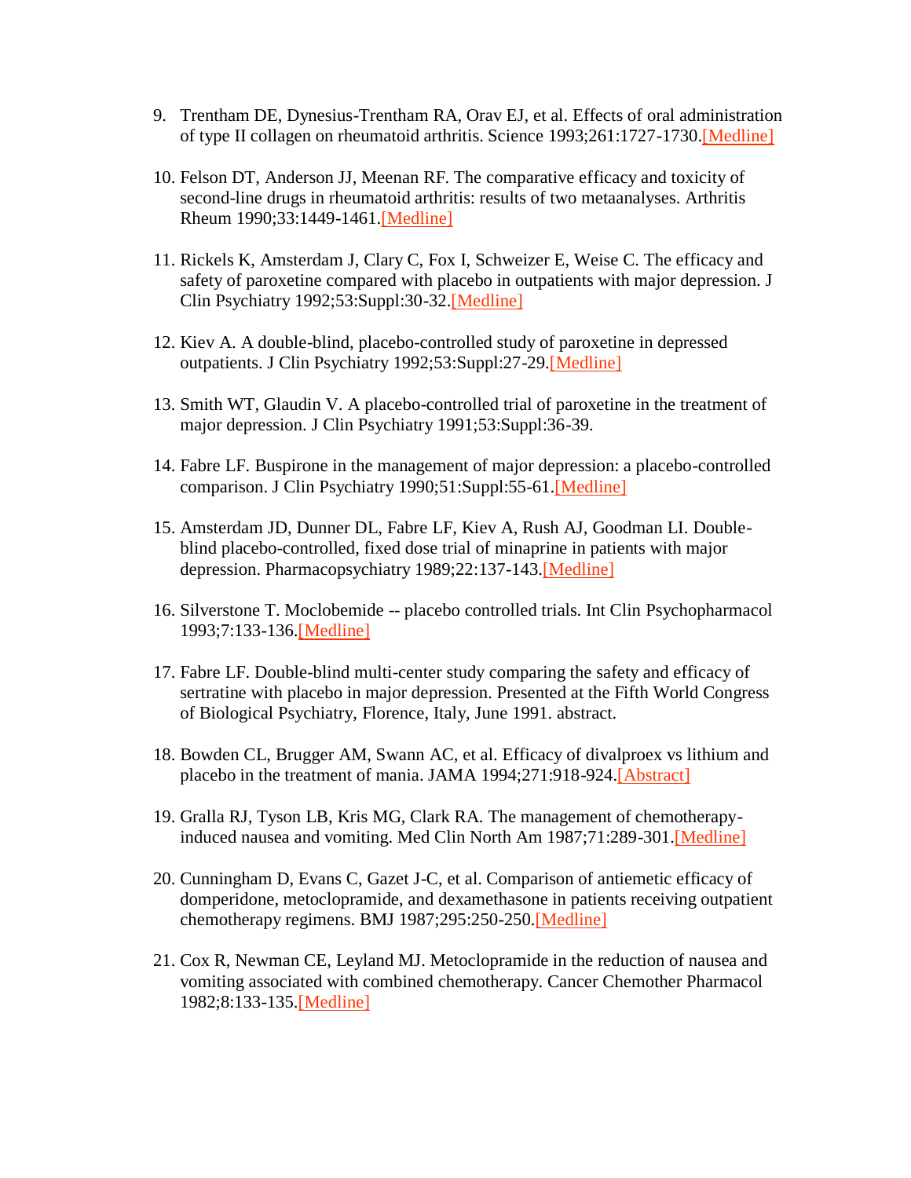9. Trentham DE, Dynesius-Trentham RA, Orav EJ, et al. Effects of oral administration of type II collagen on rheumatoid arthritis. Science 1993;261:1727-1730.[Medline]

10. Felson DT, Anderson JJ, Meenan RF. The comparative efficacy and toxicity of second-line drugs in rheumatoid arthritis: results of two metaanalyses. Arthritis Rheum 1990;33:1449-1461.[Medline]

11. Rickels K, Amsterdam J, Clary C, Fox I, Schweizer E, Weise C. The efficacy and safety of paroxetine compared with placebo in outpatients with major depression. J Clin Psychiatry 1992;53:Suppl:30-32.[Medline]

12. Kiev A. A double-blind, placebo-controlled study of paroxetine in depressed outpatients. J Clin Psychiatry 1992;53:Suppl:27-29.[Medline]

13. Smith WT, Glaudin V. A placebo-controlled trial of paroxetine in the treatment of major depression. J Clin Psychiatry 1991;53:Suppl:36-39.

14. Fabre LF. Buspirone in the management of major depression: a placebo-controlled comparison. J Clin Psychiatry 1990;51:Suppl:55-61.[Medline]

15. Amsterdam JD, Dunner DL, Fabre LF, Kiev A, Rush AJ, Goodman LI. Double-blind placebo-controlled, fixed dose trial of minaprine in patients with major depression. Pharmacopsychiatry 1989;22:137-143.[Medline]

16. Silverstone T. Moclobemide -- placebo controlled trials. Int Clin Psychopharmacol 1993;7:133-136.[Medline]

17. Fabre LF. Double-blind multi-center study comparing the safety and efficacy of sertratine with placebo in major depression. Presented at the Fifth World Congress of Biological Psychiatry, Florence, Italy, June 1991. abstract.

18. Bowden CL, Brugger AM, Swann AC, et al. Efficacy of divalproex vs lithium and placebo in the treatment of mania. JAMA 1994;271:918-924.[Abstract]

19. Gralla RJ, Tyson LB, Kris MG, Clark RA. The management of chemotherapy-induced nausea and vomiting. Med Clin North Am 1987;71:289-301.[Medline]

20. Cunningham D, Evans C, Gazet J-C, et al. Comparison of antiemetic efficacy of domperidone, metoclopramide, and dexamethasone in patients receiving outpatient chemotherapy regimens. BMJ 1987;295:250-250.[Medline]

21. Cox R, Newman CE, Leyland MJ. Metoclopramide in the reduction of nausea and vomiting associated with combined chemotherapy. Cancer Chemother Pharmacol 1982;8:133-135.[Medline]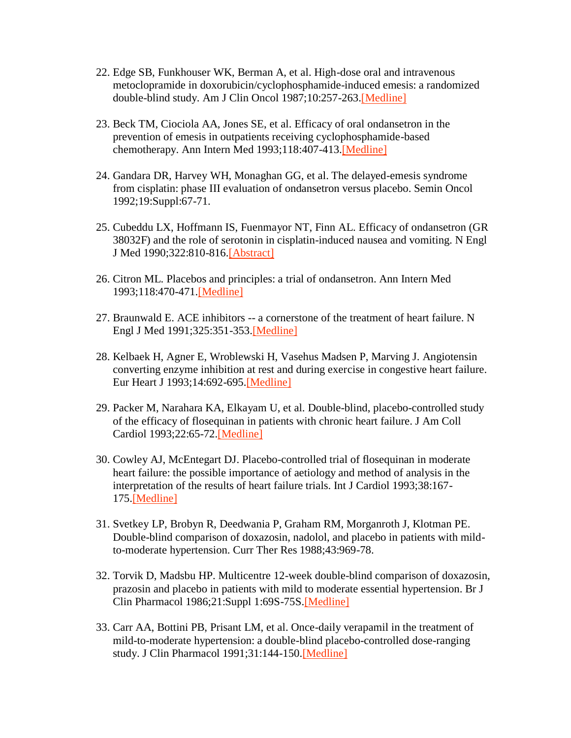22. Edge SB, Funkhouser WK, Berman A, et al. High-dose oral and intravenous metoclopramide in doxorubicin/cyclophosphamide-induced emesis: a randomized double-blind study. Am J Clin Oncol 1987;10:257-263.[Medline]

23. Beck TM, Ciociola AA, Jones SE, et al. Efficacy of oral ondansetron in the prevention of emesis in outpatients receiving cyclophosphamide-based chemotherapy. Ann Intern Med 1993;118:407-413.[Medline]

24. Gandara DR, Harvey WH, Monaghan GG, et al. The delayed-emesis syndrome from cisplatin: phase III evaluation of ondansetron versus placebo. Semin Oncol 1992;19:Suppl:67-71.

25. Cubeddu LX, Hoffmann IS, Fuenmayor NT, Finn AL. Efficacy of ondansetron (GR 38032F) and the role of serotonin in cisplatin-induced nausea and vomiting. N Engl J Med 1990;322:810-816.[Abstract]

26. Citron ML. Placebos and principles: a trial of ondansetron. Ann Intern Med 1993;118:470-471.[Medline]

27. Braunwald E. ACE inhibitors -- a cornerstone of the treatment of heart failure. N Engl J Med 1991;325:351-353.[Medline]

28. Kelbaek H, Agner E, Wroblewski H, Vasehus Madsen P, Marving J. Angiotensin converting enzyme inhibition at rest and during exercise in congestive heart failure. Eur Heart J 1993;14:692-695.[Medline]

29. Packer M, Narahara KA, Elkayam U, et al. Double-blind, placebo-controlled study of the efficacy of flosequinan in patients with chronic heart failure. J Am Coll Cardiol 1993;22:65-72.[Medline]

30. Cowley AJ, McEntegart DJ. Placebo-controlled trial of flosequinan in moderate heart failure: the possible importance of aetiology and method of analysis in the interpretation of the results of heart failure trials. Int J Cardiol 1993;38:167-175.[Medline]

31. Svetkey LP, Brobyn R, Deedwania P, Graham RM, Morganroth J, Klotman PE. Double-blind comparison of doxazosin, nadolol, and placebo in patients with mild-to-moderate hypertension. Curr Ther Res 1988;43:969-78.

32. Torvik D, Madsbu HP. Multicentre 12-week double-blind comparison of doxazosin, prazosin and placebo in patients with mild to moderate essential hypertension. Br J Clin Pharmacol 1986;21:Suppl 1:69S-75S.[Medline]

33. Carr AA, Bottini PB, Prisant LM, et al. Once-daily verapamil in the treatment of mild-to-moderate hypertension: a double-blind placebo-controlled dose-ranging study. J Clin Pharmacol 1991;31:144-150.[Medline]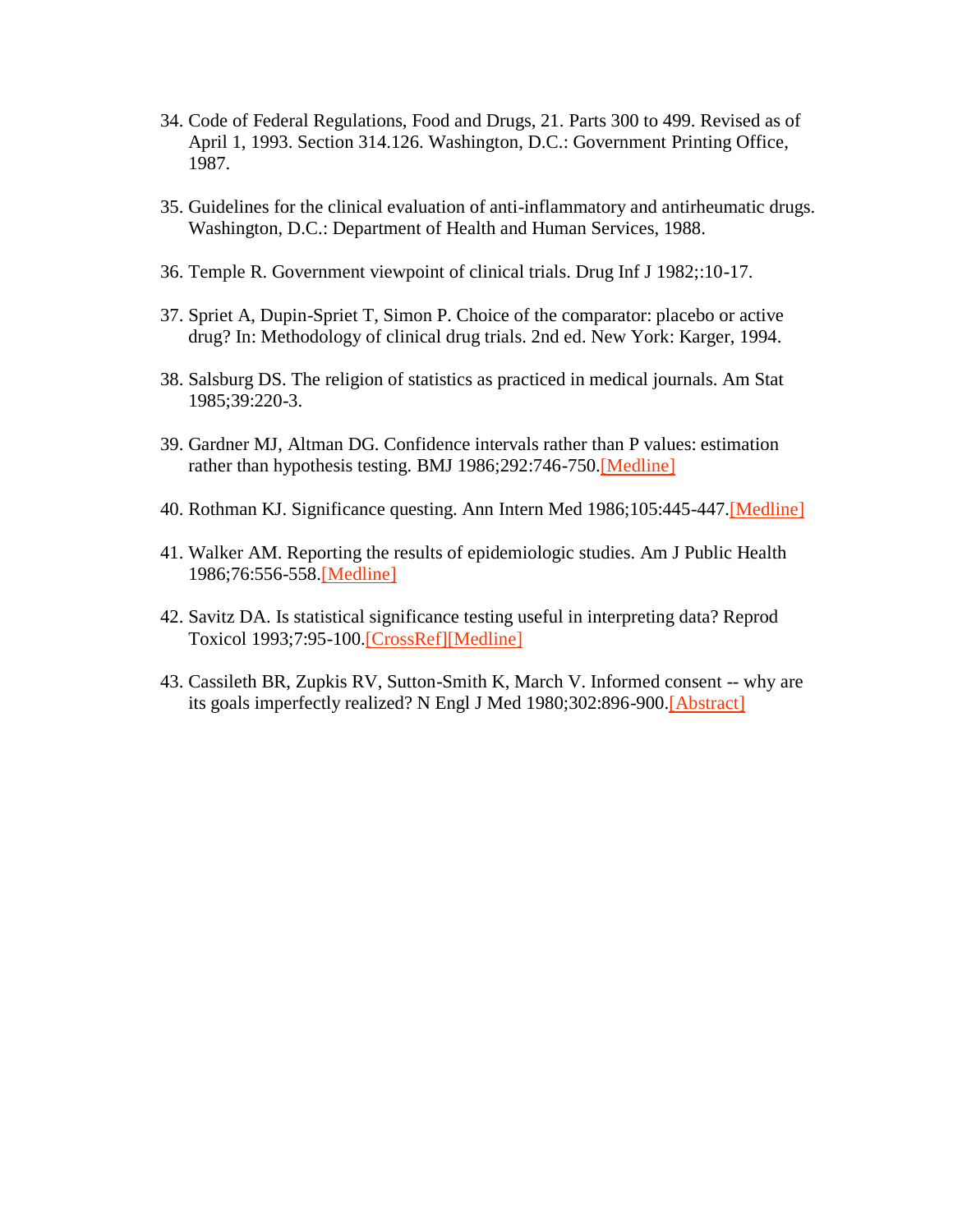34. Code of Federal Regulations, Food and Drugs, 21. Parts 300 to 499. Revised as of April 1, 1993. Section 314.126. Washington, D.C.: Government Printing Office, 1987.

35. Guidelines for the clinical evaluation of anti-inflammatory and antirheumatic drugs. Washington, D.C.: Department of Health and Human Services, 1988.

36. Temple R. Government viewpoint of clinical trials. Drug Inf J 1982;:10-17.

37. Spriet A, Dupin-Spriet T, Simon P. Choice of the comparator: placebo or active drug? In: Methodology of clinical drug trials. 2nd ed. New York: Karger, 1994.

38. Salsburg DS. The religion of statistics as practiced in medical journals. Am Stat 1985;39:220-3.

39. Gardner MJ, Altman DG. Confidence intervals rather than P values: estimation rather than hypothesis testing. BMJ 1986;292:746-750.[Medline]

40. Rothman KJ. Significance questing. Ann Intern Med 1986;105:445-447.[Medline]

41. Walker AM. Reporting the results of epidemiologic studies. Am J Public Health 1986;76:556-558.[Medline]

42. Savitz DA. Is statistical significance testing useful in interpreting data? Reprod Toxicol 1993;7:95-100.[CrossRef][Medline]

43. Cassileth BR, Zupkis RV, Sutton-Smith K, March V. Informed consent -- why are its goals imperfectly realized? N Engl J Med 1980;302:896-900.[Abstract]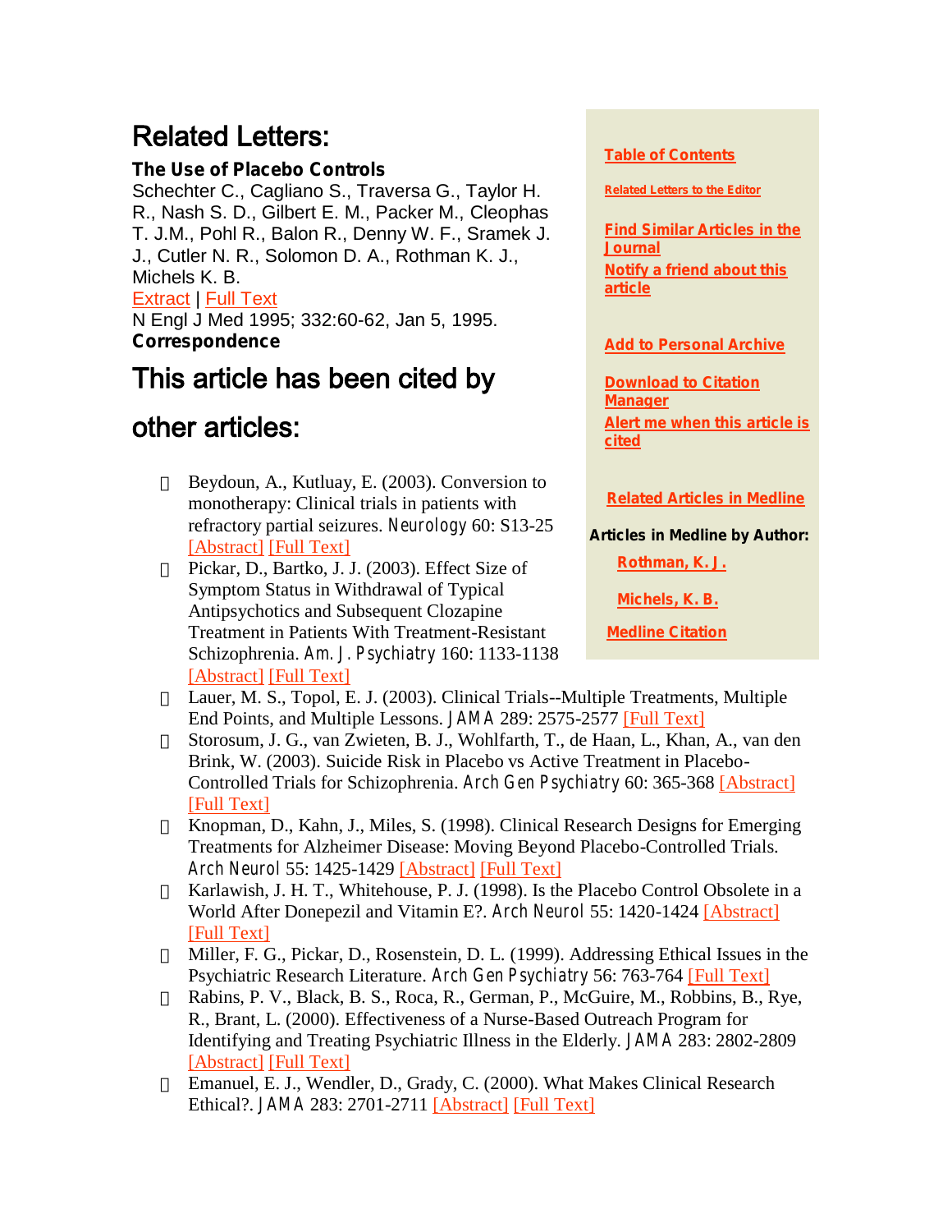## Related Letters:

**The Use of Placebo Controls**

Schechter C., Cagliano S., Traversa G., Taylor H. R., Nash S. D., Gilbert E. M., Packer M., Cleophas T. J.M., Pohl R., Balon R., Denny W. F., Sramek J. J., Cutler N. R., Solomon D. A., Rothman K. J., Michels K. B.

Extract | Full Text

N Engl J Med 1995; 332:60-62, Jan 5, 1995.

**Correspondence**

## This article has been cited by other articles:

- Beydoun, A., Kutluay, E. (2003). Conversion to monotherapy: Clinical trials in patients with refractory partial seizures. *Neurology* 60: S13-25 [Abstract] [Full Text]
- Pickar, D., Bartko, J. J. (2003). Effect Size of Symptom Status in Withdrawal of Typical Antipsychotics and Subsequent Clozapine Treatment in Patients With Treatment-Resistant Schizophrenia. *Am. J. Psychiatry* 160: 1133-1138 [Abstract] [Full Text]
- Lauer, M. S., Topol, E. J. (2003). Clinical Trials--Multiple Treatments, Multiple End Points, and Multiple Lessons. *JAMA* 289: 2575-2577 [Full Text]
- Storosum, J. G., van Zwieten, B. J., Wohlfarth, T., de Haan, L., Khan, A., van den Brink, W. (2003). Suicide Risk in Placebo vs Active Treatment in Placebo-Controlled Trials for Schizophrenia. *Arch Gen Psychiatry* 60: 365-368 [Abstract] [Full Text]
- Knopman, D., Kahn, J., Miles, S. (1998). Clinical Research Designs for Emerging Treatments for Alzheimer Disease: Moving Beyond Placebo-Controlled Trials. *Arch Neurol* 55: 1425-1429 [Abstract] [Full Text]
- Karlawish, J. H. T., Whitehouse, P. J. (1998). Is the Placebo Control Obsolete in a World After Donepezil and Vitamin E?. *Arch Neurol* 55: 1420-1424 [Abstract] [Full Text]
- Miller, F. G., Pickar, D., Rosenstein, D. L. (1999). Addressing Ethical Issues in the Psychiatric Research Literature. *Arch Gen Psychiatry* 56: 763-764 [Full Text]
- Rabins, P. V., Black, B. S., Roca, R., German, P., McGuire, M., Robbins, B., Rye, R., Brant, L. (2000). Effectiveness of a Nurse-Based Outreach Program for Identifying and Treating Psychiatric Illness in the Elderly. *JAMA* 283: 2802-2809 [Abstract] [Full Text]
- Emanuel, E. J., Wendler, D., Grady, C. (2000). What Makes Clinical Research Ethical?. *JAMA* 283: 2701-2711 [Abstract] [Full Text]

Table of Contents

Related Letters to the Editor

Find Similar Articles in the Journal

Notify a friend about this article

Add to Personal Archive

Download to Citation Manager

Alert me when this article is cited

Related Articles in Medline

**Articles in Medline by Author:**

Rothman, K. J.

Michels, K. B.

Medline Citation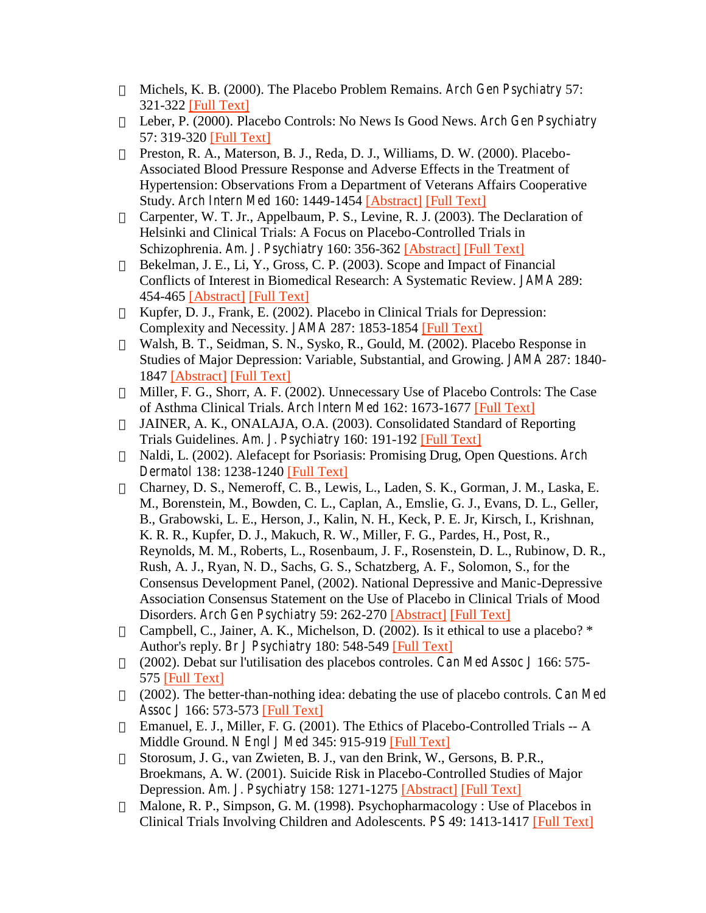- Michels, K. B. (2000). The Placebo Problem Remains. *Arch Gen Psychiatry* 57: 321-322 [Full Text]
- Leber, P. (2000). Placebo Controls: No News Is Good News. *Arch Gen Psychiatry* 57: 319-320 [Full Text]
- Preston, R. A., Materson, B. J., Reda, D. J., Williams, D. W. (2000). Placebo-Associated Blood Pressure Response and Adverse Effects in the Treatment of Hypertension: Observations From a Department of Veterans Affairs Cooperative Study. *Arch Intern Med* 160: 1449-1454 [Abstract] [Full Text]
- Carpenter, W. T. Jr., Appelbaum, P. S., Levine, R. J. (2003). The Declaration of Helsinki and Clinical Trials: A Focus on Placebo-Controlled Trials in Schizophrenia. *Am. J. Psychiatry* 160: 356-362 [Abstract] [Full Text]
- Bekelman, J. E., Li, Y., Gross, C. P. (2003). Scope and Impact of Financial Conflicts of Interest in Biomedical Research: A Systematic Review. *JAMA* 289: 454-465 [Abstract] [Full Text]
- Kupfer, D. J., Frank, E. (2002). Placebo in Clinical Trials for Depression: Complexity and Necessity. *JAMA* 287: 1853-1854 [Full Text]
- Walsh, B. T., Seidman, S. N., Sysko, R., Gould, M. (2002). Placebo Response in Studies of Major Depression: Variable, Substantial, and Growing. *JAMA* 287: 1840-1847 [Abstract] [Full Text]
- Miller, F. G., Shorr, A. F. (2002). Unnecessary Use of Placebo Controls: The Case of Asthma Clinical Trials. *Arch Intern Med* 162: 1673-1677 [Full Text]
- JAINER, A. K., ONALAJA, O.A. (2003). Consolidated Standard of Reporting Trials Guidelines. *Am. J. Psychiatry* 160: 191-192 [Full Text]
- Naldi, L. (2002). Alefacept for Psoriasis: Promising Drug, Open Questions. *Arch Dermatol* 138: 1238-1240 [Full Text]
- Charney, D. S., Nemeroff, C. B., Lewis, L., Laden, S. K., Gorman, J. M., Laska, E. M., Borenstein, M., Bowden, C. L., Caplan, A., Emslie, G. J., Evans, D. L., Geller, B., Grabowski, L. E., Herson, J., Kalin, N. H., Keck, P. E. Jr, Kirsch, I., Krishnan, K. R. R., Kupfer, D. J., Makuch, R. W., Miller, F. G., Pardes, H., Post, R., Reynolds, M. M., Roberts, L., Rosenbaum, J. F., Rosenstein, D. L., Rubinow, D. R., Rush, A. J., Ryan, N. D., Sachs, G. S., Schatzberg, A. F., Solomon, S., for the Consensus Development Panel, (2002). National Depressive and Manic-Depressive Association Consensus Statement on the Use of Placebo in Clinical Trials of Mood Disorders. *Arch Gen Psychiatry* 59: 262-270 [Abstract] [Full Text]
- Campbell, C., Jainer, A. K., Michelson, D. (2002). Is it ethical to use a placebo? * Author's reply. *Br J Psychiatry* 180: 548-549 [Full Text]
- (2002). Debat sur l'utilisation des placebos controles. *Can Med Assoc J* 166: 575-575 [Full Text]
- (2002). The better-than-nothing idea: debating the use of placebo controls. *Can Med Assoc J* 166: 573-573 [Full Text]
- Emanuel, E. J., Miller, F. G. (2001). The Ethics of Placebo-Controlled Trials -- A Middle Ground. *N Engl J Med* 345: 915-919 [Full Text]
- Storosum, J. G., van Zwieten, B. J., van den Brink, W., Gersons, B. P.R., Broekmans, A. W. (2001). Suicide Risk in Placebo-Controlled Studies of Major Depression. *Am. J. Psychiatry* 158: 1271-1275 [Abstract] [Full Text]
- Malone, R. P., Simpson, G. M. (1998). Psychopharmacology : Use of Placebos in Clinical Trials Involving Children and Adolescents. *PS* 49: 1413-1417 [Full Text]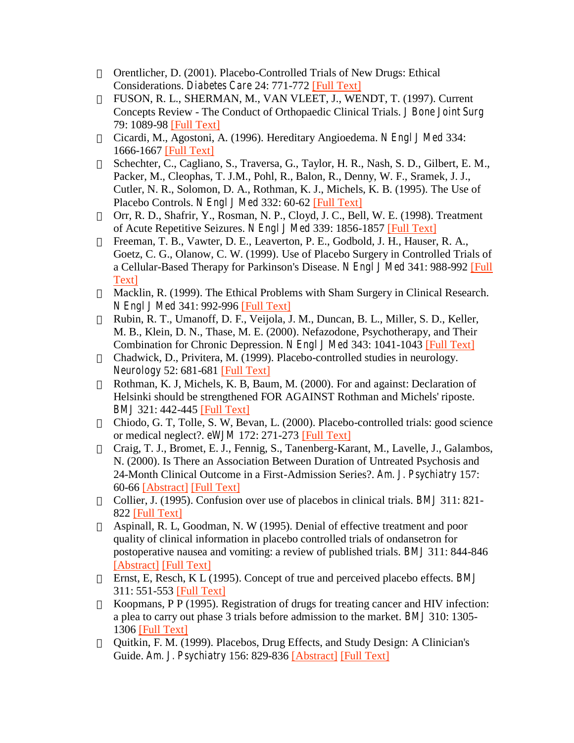- Orentlicher, D. (2001). Placebo-Controlled Trials of New Drugs: Ethical Considerations. *Diabetes Care* 24: 771-772 [Full Text]
- FUSON, R. L., SHERMAN, M., VAN VLEET, J., WENDT, T. (1997). Current Concepts Review - The Conduct of Orthopaedic Clinical Trials. *J Bone Joint Surg* 79: 1089-98 [Full Text]
- Cicardi, M., Agostoni, A. (1996). Hereditary Angioedema. *N Engl J Med* 334: 1666-1667 [Full Text]
- Schechter, C., Cagliano, S., Traversa, G., Taylor, H. R., Nash, S. D., Gilbert, E. M., Packer, M., Cleophas, T. J.M., Pohl, R., Balon, R., Denny, W. F., Sramek, J. J., Cutler, N. R., Solomon, D. A., Rothman, K. J., Michels, K. B. (1995). The Use of Placebo Controls. *N Engl J Med* 332: 60-62 [Full Text]
- Orr, R. D., Shafrir, Y., Rosman, N. P., Cloyd, J. C., Bell, W. E. (1998). Treatment of Acute Repetitive Seizures. *N Engl J Med* 339: 1856-1857 [Full Text]
- Freeman, T. B., Vawter, D. E., Leaverton, P. E., Godbold, J. H., Hauser, R. A., Goetz, C. G., Olanow, C. W. (1999). Use of Placebo Surgery in Controlled Trials of a Cellular-Based Therapy for Parkinson's Disease. *N Engl J Med* 341: 988-992 [Full Text]
- Macklin, R. (1999). The Ethical Problems with Sham Surgery in Clinical Research. *N Engl J Med* 341: 992-996 [Full Text]
- Rubin, R. T., Umanoff, D. F., Veijola, J. M., Duncan, B. L., Miller, S. D., Keller, M. B., Klein, D. N., Thase, M. E. (2000). Nefazodone, Psychotherapy, and Their Combination for Chronic Depression. *N Engl J Med* 343: 1041-1043 [Full Text]
- Chadwick, D., Privitera, M. (1999). Placebo-controlled studies in neurology. *Neurology* 52: 681-681 [Full Text]
- Rothman, K. J, Michels, K. B, Baum, M. (2000). For and against: Declaration of Helsinki should be strengthened FOR AGAINST Rothman and Michels' riposte. *BMJ* 321: 442-445 [Full Text]
- Chiodo, G. T, Tolle, S. W, Bevan, L. (2000). Placebo-controlled trials: good science or medical neglect?. *eWJM* 172: 271-273 [Full Text]
- Craig, T. J., Bromet, E. J., Fennig, S., Tanenberg-Karant, M., Lavelle, J., Galambos, N. (2000). Is There an Association Between Duration of Untreated Psychosis and 24-Month Clinical Outcome in a First-Admission Series?. *Am. J. Psychiatry* 157: 60-66 [Abstract] [Full Text]
- Collier, J. (1995). Confusion over use of placebos in clinical trials. *BMJ* 311: 821-822 [Full Text]
- Aspinall, R. L, Goodman, N. W (1995). Denial of effective treatment and poor quality of clinical information in placebo controlled trials of ondansetron for postoperative nausea and vomiting: a review of published trials. *BMJ* 311: 844-846 [Abstract] [Full Text]
- Ernst, E, Resch, K L (1995). Concept of true and perceived placebo effects. *BMJ* 311: 551-553 [Full Text]
- Koopmans, P P (1995). Registration of drugs for treating cancer and HIV infection: a plea to carry out phase 3 trials before admission to the market. *BMJ* 310: 1305-1306 [Full Text]
- Quitkin, F. M. (1999). Placebos, Drug Effects, and Study Design: A Clinician's Guide. *Am. J. Psychiatry* 156: 829-836 [Abstract] [Full Text]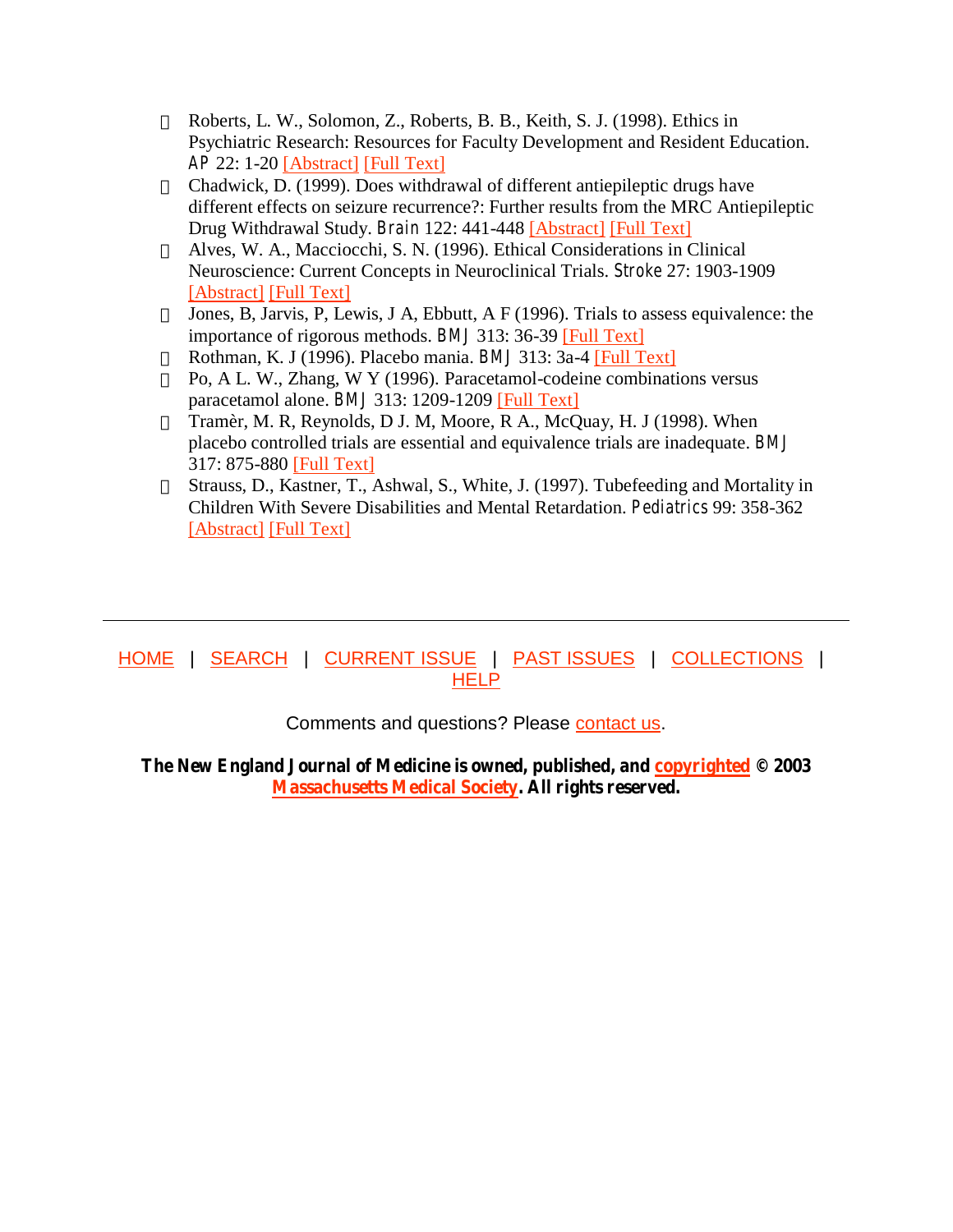- Roberts, L. W., Solomon, Z., Roberts, B. B., Keith, S. J. (1998). Ethics in Psychiatric Research: Resources for Faculty Development and Resident Education. *AP* 22: 1-20 [Abstract] [Full Text]
- Chadwick, D. (1999). Does withdrawal of different antiepileptic drugs have different effects on seizure recurrence?: Further results from the MRC Antiepileptic Drug Withdrawal Study. *Brain* 122: 441-448 [Abstract] [Full Text]
- Alves, W. A., Macciocchi, S. N. (1996). Ethical Considerations in Clinical Neuroscience: Current Concepts in Neuroclinical Trials. *Stroke* 27: 1903-1909 [Abstract] [Full Text]
- Jones, B, Jarvis, P, Lewis, J A, Ebbutt, A F (1996). Trials to assess equivalence: the importance of rigorous methods. *BMJ* 313: 36-39 [Full Text]
- Rothman, K. J (1996). Placebo mania. *BMJ* 313: 3a-4 [Full Text]
- Po, A L. W., Zhang, W Y (1996). Paracetamol-codeine combinations versus paracetamol alone. *BMJ* 313: 1209-1209 [Full Text]
- Tramèr, M. R, Reynolds, D J. M, Moore, R A., McQuay, H. J (1998). When placebo controlled trials are essential and equivalence trials are inadequate. *BMJ* 317: 875-880 [Full Text]
- Strauss, D., Kastner, T., Ashwal, S., White, J. (1997). Tubefeeding and Mortality in Children With Severe Disabilities and Mental Retardation. *Pediatrics* 99: 358-362 [Abstract] [Full Text]

---

HOME | SEARCH | CURRENT ISSUE | PAST ISSUES | COLLECTIONS | HELP

Comments and questions? Please contact us.

**The New England Journal of Medicine is owned, published, and copyrighted © 2003 Massachusetts Medical Society. All rights reserved.**